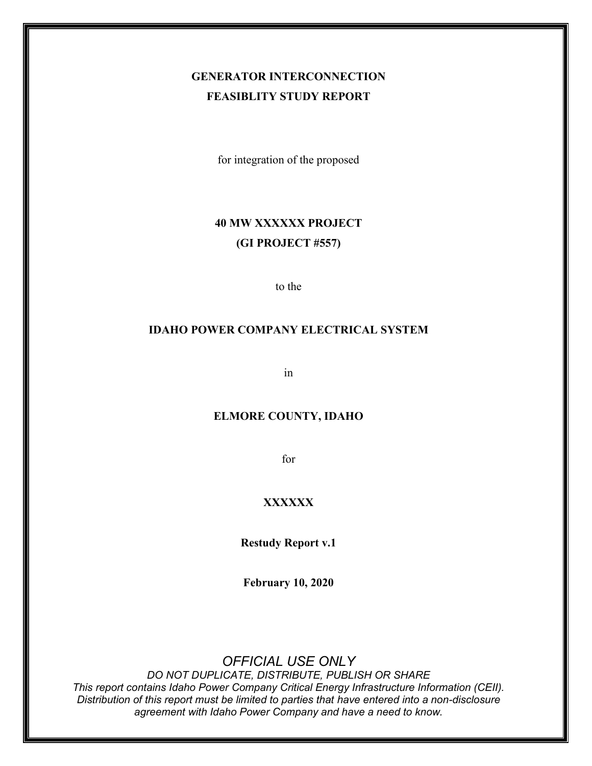**GENERATOR INTERCONNECTION**

**FEASIBLITY STUDY REPORT**

for integration of the proposed

**40 MW XXXXXX PROJECT**

**(GI PROJECT #557)**

to the

**IDAHO POWER COMPANY ELECTRICAL SYSTEM**

in

**ELMORE COUNTY, IDAHO**

for

**XXXXXX**

**Restudy Report v.1**

**February 10, 2020**

*OFFICIAL USE ONLY*

*DO NOT DUPLICATE, DISTRIBUTE, PUBLISH OR SHARE*

*This report contains Idaho Power Company Critical Energy Infrastructure Information (CEII). Distribution of this report must be limited to parties that have entered into a non-disclosure agreement with Idaho Power Company and have a need to know.*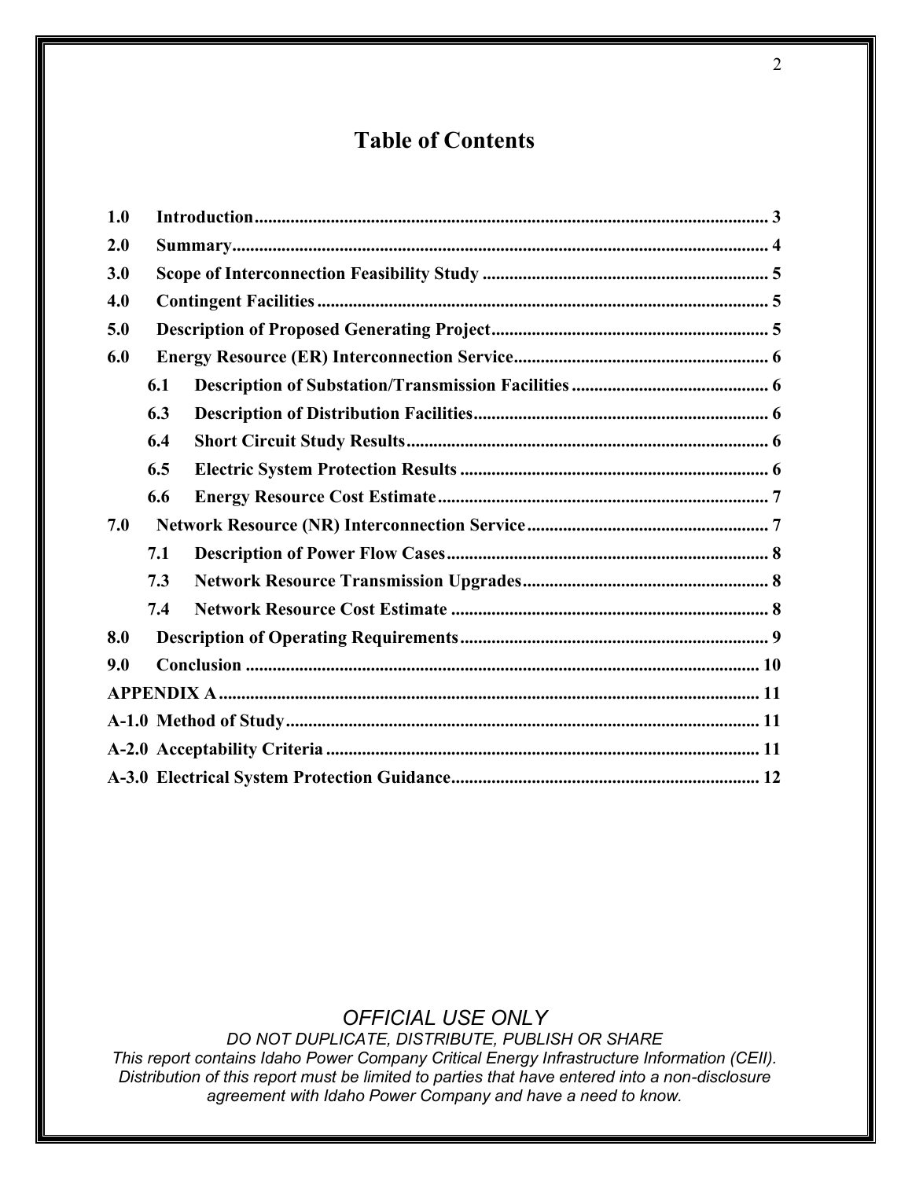# Table of Contents

**1.0 Introduction** .......... 3

**2.0 Summary** .......... 4

**3.0 Scope of Interconnection Feasibility Study** .......... 5

**4.0 Contingent Facilities** .......... 5

**5.0 Description of Proposed Generating Project** .......... 5

**6.0 Energy Resource (ER) Interconnection Service** .......... 6

- **6.1 Description of Substation/Transmission Facilities** .......... 6
- **6.3 Description of Distribution Facilities** .......... 6
- **6.4 Short Circuit Study Results** .......... 6
- **6.5 Electric System Protection Results** .......... 6
- **6.6 Energy Resource Cost Estimate** .......... 7

**7.0 Network Resource (NR) Interconnection Service** .......... 7

- **7.1 Description of Power Flow Cases** .......... 8
- **7.3 Network Resource Transmission Upgrades** .......... 8
- **7.4 Network Resource Cost Estimate** .......... 8

**8.0 Description of Operating Requirements** .......... 9

**9.0 Conclusion** .......... 10

**APPENDIX A** .......... 11

**A-1.0 Method of Study** .......... 11

**A-2.0 Acceptability Criteria** .......... 11

**A-3.0 Electrical System Protection Guidance** .......... 12

*OFFICIAL USE ONLY*
*DO NOT DUPLICATE, DISTRIBUTE, PUBLISH OR SHARE*
*This report contains Idaho Power Company Critical Energy Infrastructure Information (CEII). Distribution of this report must be limited to parties that have entered into a non-disclosure agreement with Idaho Power Company and have a need to know.*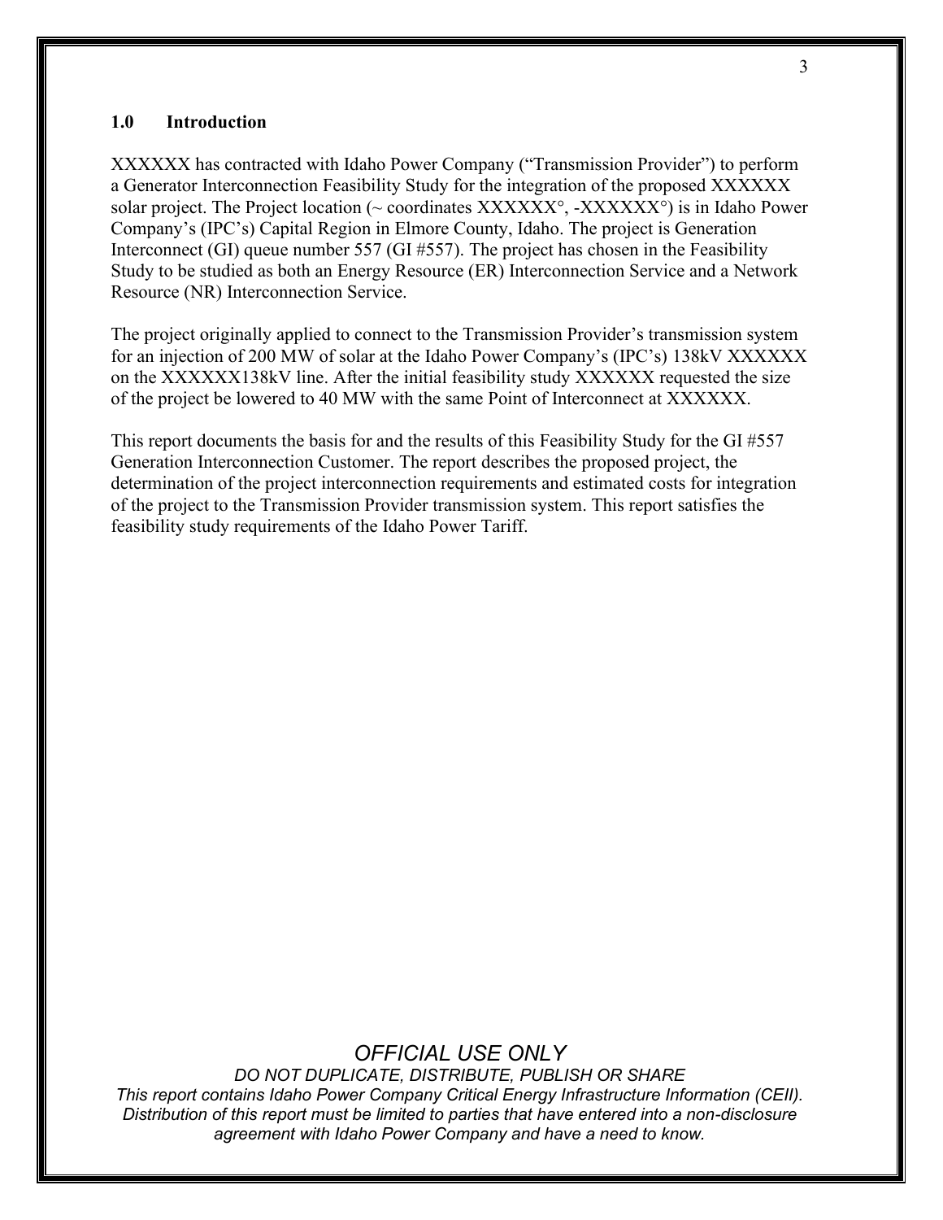## 1.0 Introduction

XXXXXX has contracted with Idaho Power Company ("Transmission Provider") to perform a Generator Interconnection Feasibility Study for the integration of the proposed XXXXXX solar project. The Project location (~ coordinates XXXXXX°, -XXXXXX°) is in Idaho Power Company's (IPC's) Capital Region in Elmore County, Idaho. The project is Generation Interconnect (GI) queue number 557 (GI #557). The project has chosen in the Feasibility Study to be studied as both an Energy Resource (ER) Interconnection Service and a Network Resource (NR) Interconnection Service.

The project originally applied to connect to the Transmission Provider's transmission system for an injection of 200 MW of solar at the Idaho Power Company's (IPC's) 138kV XXXXXX on the XXXXXX138kV line. After the initial feasibility study XXXXXX requested the size of the project be lowered to 40 MW with the same Point of Interconnect at XXXXXX.

This report documents the basis for and the results of this Feasibility Study for the GI #557 Generation Interconnection Customer. The report describes the proposed project, the determination of the project interconnection requirements and estimated costs for integration of the project to the Transmission Provider transmission system. This report satisfies the feasibility study requirements of the Idaho Power Tariff.

*OFFICIAL USE ONLY*

*DO NOT DUPLICATE, DISTRIBUTE, PUBLISH OR SHARE*

*This report contains Idaho Power Company Critical Energy Infrastructure Information (CEII). Distribution of this report must be limited to parties that have entered into a non-disclosure agreement with Idaho Power Company and have a need to know.*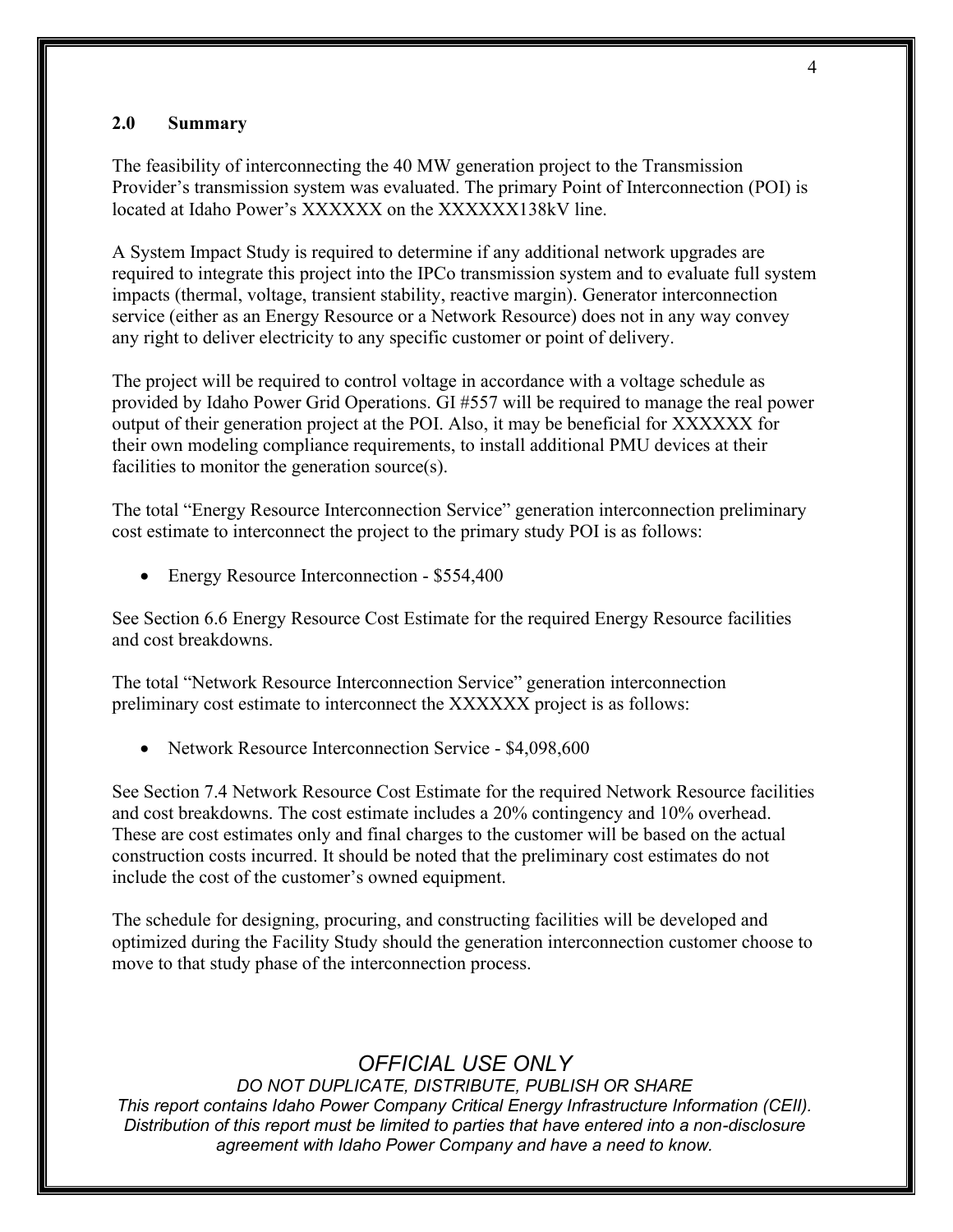## 2.0 Summary

The feasibility of interconnecting the 40 MW generation project to the Transmission Provider's transmission system was evaluated. The primary Point of Interconnection (POI) is located at Idaho Power's XXXXXX on the XXXXXX138kV line.

A System Impact Study is required to determine if any additional network upgrades are required to integrate this project into the IPCo transmission system and to evaluate full system impacts (thermal, voltage, transient stability, reactive margin). Generator interconnection service (either as an Energy Resource or a Network Resource) does not in any way convey any right to deliver electricity to any specific customer or point of delivery.

The project will be required to control voltage in accordance with a voltage schedule as provided by Idaho Power Grid Operations. GI #557 will be required to manage the real power output of their generation project at the POI. Also, it may be beneficial for XXXXXX for their own modeling compliance requirements, to install additional PMU devices at their facilities to monitor the generation source(s).

The total "Energy Resource Interconnection Service" generation interconnection preliminary cost estimate to interconnect the project to the primary study POI is as follows:

- Energy Resource Interconnection - $554,400

See Section 6.6 Energy Resource Cost Estimate for the required Energy Resource facilities and cost breakdowns.

The total "Network Resource Interconnection Service" generation interconnection preliminary cost estimate to interconnect the XXXXXX project is as follows:

- Network Resource Interconnection Service - $4,098,600

See Section 7.4 Network Resource Cost Estimate for the required Network Resource facilities and cost breakdowns. The cost estimate includes a 20% contingency and 10% overhead. These are cost estimates only and final charges to the customer will be based on the actual construction costs incurred. It should be noted that the preliminary cost estimates do not include the cost of the customer's owned equipment.

The schedule for designing, procuring, and constructing facilities will be developed and optimized during the Facility Study should the generation interconnection customer choose to move to that study phase of the interconnection process.

*OFFICIAL USE ONLY*

*DO NOT DUPLICATE, DISTRIBUTE, PUBLISH OR SHARE*

*This report contains Idaho Power Company Critical Energy Infrastructure Information (CEII). Distribution of this report must be limited to parties that have entered into a non-disclosure agreement with Idaho Power Company and have a need to know.*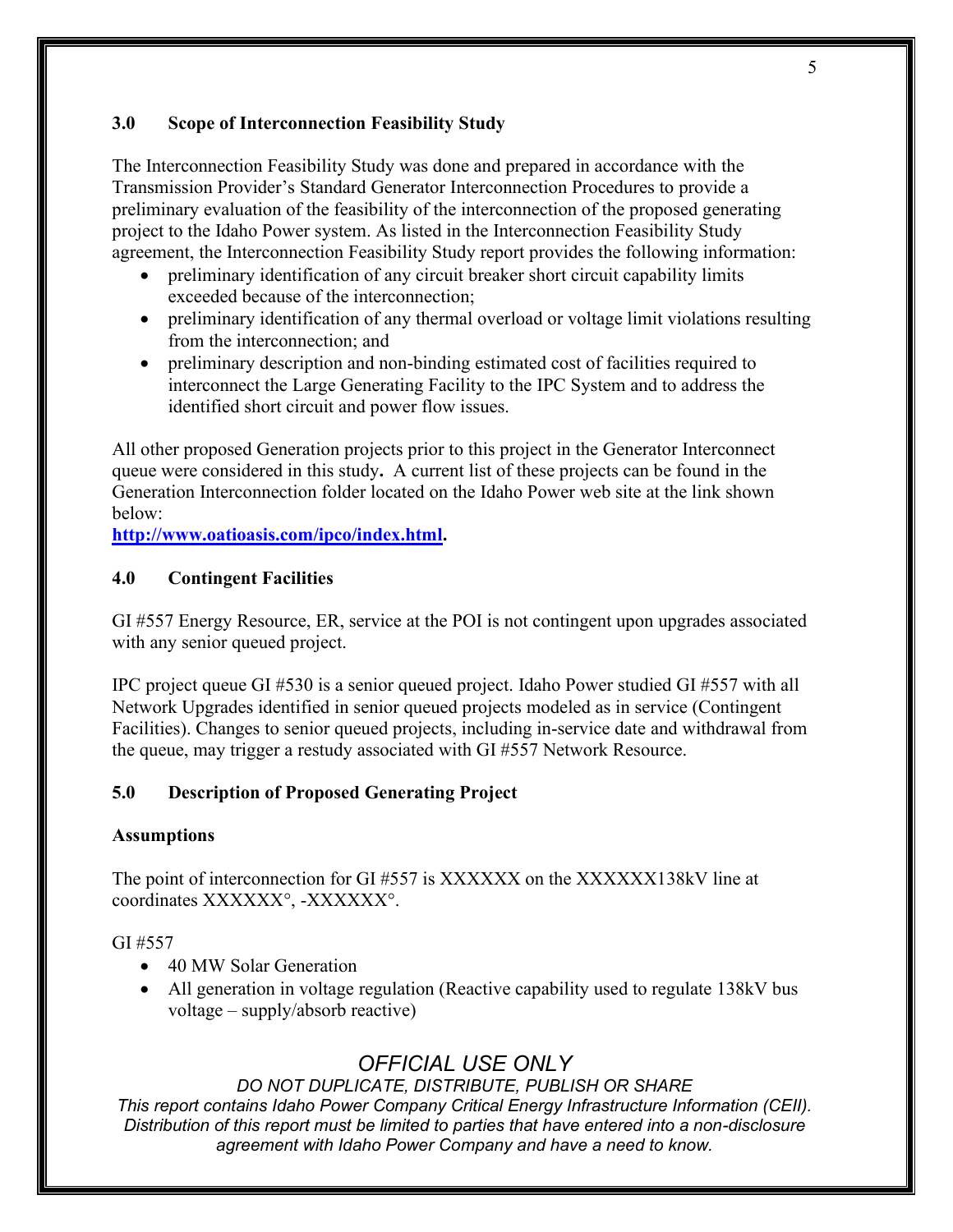## 3.0 Scope of Interconnection Feasibility Study

The Interconnection Feasibility Study was done and prepared in accordance with the Transmission Provider's Standard Generator Interconnection Procedures to provide a preliminary evaluation of the feasibility of the interconnection of the proposed generating project to the Idaho Power system. As listed in the Interconnection Feasibility Study agreement, the Interconnection Feasibility Study report provides the following information:

- preliminary identification of any circuit breaker short circuit capability limits exceeded because of the interconnection;
- preliminary identification of any thermal overload or voltage limit violations resulting from the interconnection; and
- preliminary description and non-binding estimated cost of facilities required to interconnect the Large Generating Facility to the IPC System and to address the identified short circuit and power flow issues.

All other proposed Generation projects prior to this project in the Generator Interconnect queue were considered in this study**.** A current list of these projects can be found in the Generation Interconnection folder located on the Idaho Power web site at the link shown below:

**http://www.oatioasis.com/ipco/index.html.**

## 4.0 Contingent Facilities

GI #557 Energy Resource, ER, service at the POI is not contingent upon upgrades associated with any senior queued project.

IPC project queue GI #530 is a senior queued project. Idaho Power studied GI #557 with all Network Upgrades identified in senior queued projects modeled as in service (Contingent Facilities). Changes to senior queued projects, including in-service date and withdrawal from the queue, may trigger a restudy associated with GI #557 Network Resource.

## 5.0 Description of Proposed Generating Project

### Assumptions

The point of interconnection for GI #557 is XXXXXX on the XXXXXX138kV line at coordinates XXXXXX°, -XXXXXX°.

GI #557

- 40 MW Solar Generation
- All generation in voltage regulation (Reactive capability used to regulate 138kV bus voltage – supply/absorb reactive)

*OFFICIAL USE ONLY*

*DO NOT DUPLICATE, DISTRIBUTE, PUBLISH OR SHARE*

*This report contains Idaho Power Company Critical Energy Infrastructure Information (CEII). Distribution of this report must be limited to parties that have entered into a non-disclosure agreement with Idaho Power Company and have a need to know.*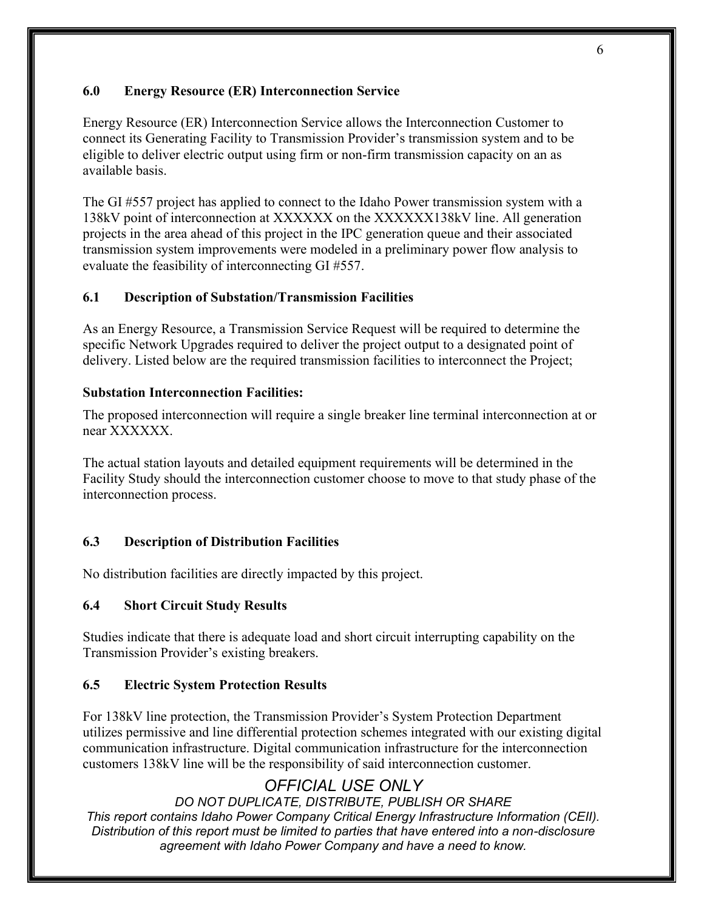## 6.0 Energy Resource (ER) Interconnection Service

Energy Resource (ER) Interconnection Service allows the Interconnection Customer to connect its Generating Facility to Transmission Provider's transmission system and to be eligible to deliver electric output using firm or non-firm transmission capacity on an as available basis.

The GI #557 project has applied to connect to the Idaho Power transmission system with a 138kV point of interconnection at XXXXXX on the XXXXXX138kV line. All generation projects in the area ahead of this project in the IPC generation queue and their associated transmission system improvements were modeled in a preliminary power flow analysis to evaluate the feasibility of interconnecting GI #557.

### 6.1 Description of Substation/Transmission Facilities

As an Energy Resource, a Transmission Service Request will be required to determine the specific Network Upgrades required to deliver the project output to a designated point of delivery. Listed below are the required transmission facilities to interconnect the Project;

**Substation Interconnection Facilities:**

The proposed interconnection will require a single breaker line terminal interconnection at or near XXXXXX.

The actual station layouts and detailed equipment requirements will be determined in the Facility Study should the interconnection customer choose to move to that study phase of the interconnection process.

### 6.3 Description of Distribution Facilities

No distribution facilities are directly impacted by this project.

### 6.4 Short Circuit Study Results

Studies indicate that there is adequate load and short circuit interrupting capability on the Transmission Provider's existing breakers.

### 6.5 Electric System Protection Results

For 138kV line protection, the Transmission Provider's System Protection Department utilizes permissive and line differential protection schemes integrated with our existing digital communication infrastructure. Digital communication infrastructure for the interconnection customers 138kV line will be the responsibility of said interconnection customer.

*OFFICIAL USE ONLY*

*DO NOT DUPLICATE, DISTRIBUTE, PUBLISH OR SHARE*

*This report contains Idaho Power Company Critical Energy Infrastructure Information (CEII). Distribution of this report must be limited to parties that have entered into a non-disclosure agreement with Idaho Power Company and have a need to know.*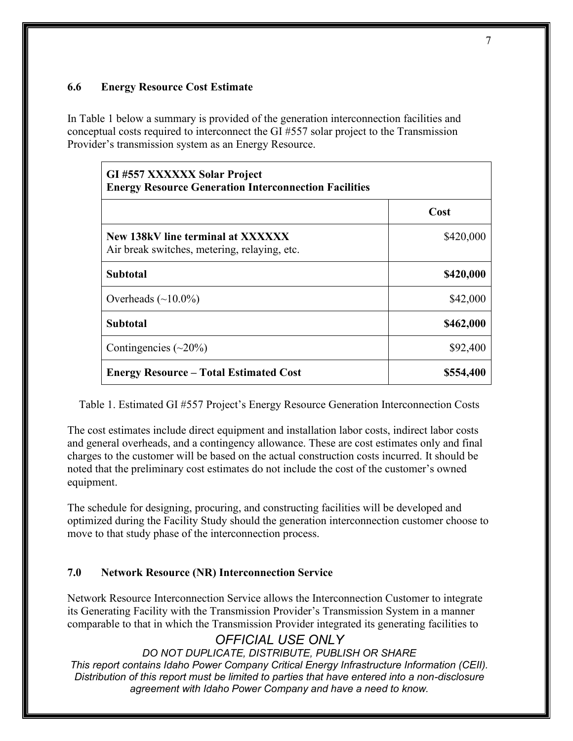### 6.6 Energy Resource Cost Estimate

In Table 1 below a summary is provided of the generation interconnection facilities and conceptual costs required to interconnect the GI #557 solar project to the Transmission Provider's transmission system as an Energy Resource.

| **GI #557 XXXXXX Solar Project**<br>**Energy Resource Generation Interconnection Facilities** | |
|---|---|
| | **Cost** |
| **New 138kV line terminal at XXXXXX**<br>Air break switches, metering, relaying, etc. | $420,000 |
| **Subtotal** | **$420,000** |
| Overheads (~10.0%) | $42,000 |
| **Subtotal** | **$462,000** |
| Contingencies (~20%) | $92,400 |
| **Energy Resource – Total Estimated Cost** | **$554,400** |

Table 1. Estimated GI #557 Project's Energy Resource Generation Interconnection Costs

The cost estimates include direct equipment and installation labor costs, indirect labor costs and general overheads, and a contingency allowance. These are cost estimates only and final charges to the customer will be based on the actual construction costs incurred. It should be noted that the preliminary cost estimates do not include the cost of the customer's owned equipment.

The schedule for designing, procuring, and constructing facilities will be developed and optimized during the Facility Study should the generation interconnection customer choose to move to that study phase of the interconnection process.

## 7.0 Network Resource (NR) Interconnection Service

Network Resource Interconnection Service allows the Interconnection Customer to integrate its Generating Facility with the Transmission Provider's Transmission System in a manner comparable to that in which the Transmission Provider integrated its generating facilities to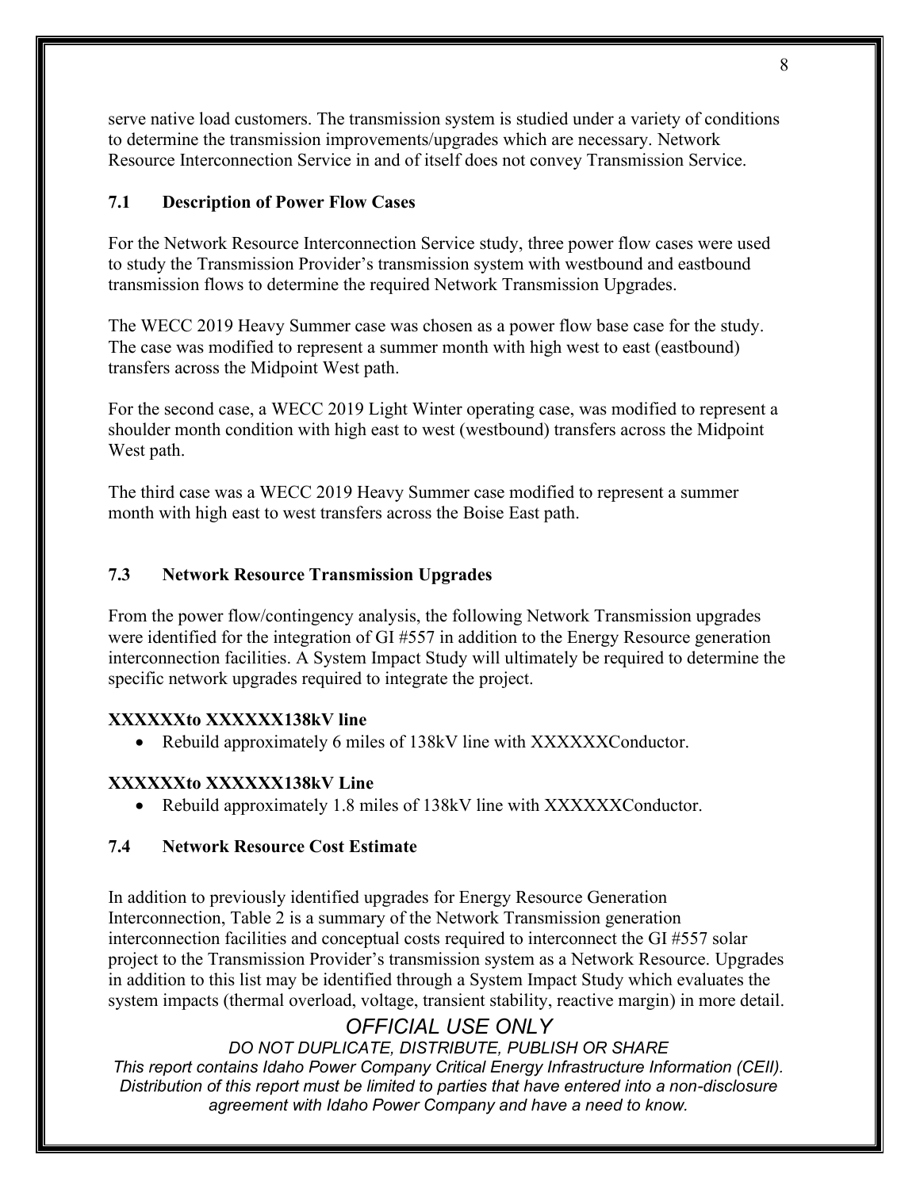serve native load customers. The transmission system is studied under a variety of conditions to determine the transmission improvements/upgrades which are necessary. Network Resource Interconnection Service in and of itself does not convey Transmission Service.

### 7.1 Description of Power Flow Cases

For the Network Resource Interconnection Service study, three power flow cases were used to study the Transmission Provider's transmission system with westbound and eastbound transmission flows to determine the required Network Transmission Upgrades.

The WECC 2019 Heavy Summer case was chosen as a power flow base case for the study. The case was modified to represent a summer month with high west to east (eastbound) transfers across the Midpoint West path.

For the second case, a WECC 2019 Light Winter operating case, was modified to represent a shoulder month condition with high east to west (westbound) transfers across the Midpoint West path.

The third case was a WECC 2019 Heavy Summer case modified to represent a summer month with high east to west transfers across the Boise East path.

### 7.3 Network Resource Transmission Upgrades

From the power flow/contingency analysis, the following Network Transmission upgrades were identified for the integration of GI #557 in addition to the Energy Resource generation interconnection facilities. A System Impact Study will ultimately be required to determine the specific network upgrades required to integrate the project.

**XXXXXXto XXXXXX138kV line**

- Rebuild approximately 6 miles of 138kV line with XXXXXXConductor.

**XXXXXXto XXXXXX138kV Line**

- Rebuild approximately 1.8 miles of 138kV line with XXXXXXConductor.

### 7.4 Network Resource Cost Estimate

In addition to previously identified upgrades for Energy Resource Generation Interconnection, Table 2 is a summary of the Network Transmission generation interconnection facilities and conceptual costs required to interconnect the GI #557 solar project to the Transmission Provider's transmission system as a Network Resource. Upgrades in addition to this list may be identified through a System Impact Study which evaluates the system impacts (thermal overload, voltage, transient stability, reactive margin) in more detail.

*OFFICIAL USE ONLY*

*DO NOT DUPLICATE, DISTRIBUTE, PUBLISH OR SHARE*

*This report contains Idaho Power Company Critical Energy Infrastructure Information (CEII). Distribution of this report must be limited to parties that have entered into a non-disclosure agreement with Idaho Power Company and have a need to know.*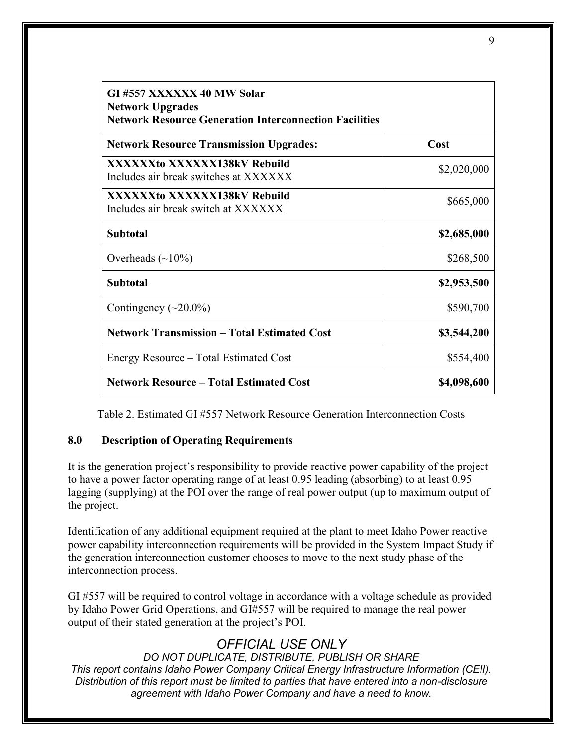| **GI #557 XXXXXX 40 MW Solar**<br>**Network Upgrades**<br>**Network Resource Generation Interconnection Facilities** | |
|---|---|
| **Network Resource Transmission Upgrades:** | **Cost** |
| **XXXXXXto XXXXXX138kV Rebuild**<br>Includes air break switches at XXXXXX | \$2,020,000 |
| **XXXXXXto XXXXXX138kV Rebuild**<br>Includes air break switch at XXXXXX | \$665,000 |
| **Subtotal** | **\$2,685,000** |
| Overheads (~10%) | \$268,500 |
| **Subtotal** | **\$2,953,500** |
| Contingency (~20.0%) | \$590,700 |
| **Network Transmission – Total Estimated Cost** | **\$3,544,200** |
| Energy Resource – Total Estimated Cost | \$554,400 |
| **Network Resource – Total Estimated Cost** | **\$4,098,600** |

Table 2. Estimated GI #557 Network Resource Generation Interconnection Costs

## 8.0 Description of Operating Requirements

It is the generation project's responsibility to provide reactive power capability of the project to have a power factor operating range of at least 0.95 leading (absorbing) to at least 0.95 lagging (supplying) at the POI over the range of real power output (up to maximum output of the project.

Identification of any additional equipment required at the plant to meet Idaho Power reactive power capability interconnection requirements will be provided in the System Impact Study if the generation interconnection customer chooses to move to the next study phase of the interconnection process.

GI #557 will be required to control voltage in accordance with a voltage schedule as provided by Idaho Power Grid Operations, and GI#557 will be required to manage the real power output of their stated generation at the project's POI.

*OFFICIAL USE ONLY*

*DO NOT DUPLICATE, DISTRIBUTE, PUBLISH OR SHARE*
*This report contains Idaho Power Company Critical Energy Infrastructure Information (CEII). Distribution of this report must be limited to parties that have entered into a non-disclosure agreement with Idaho Power Company and have a need to know.*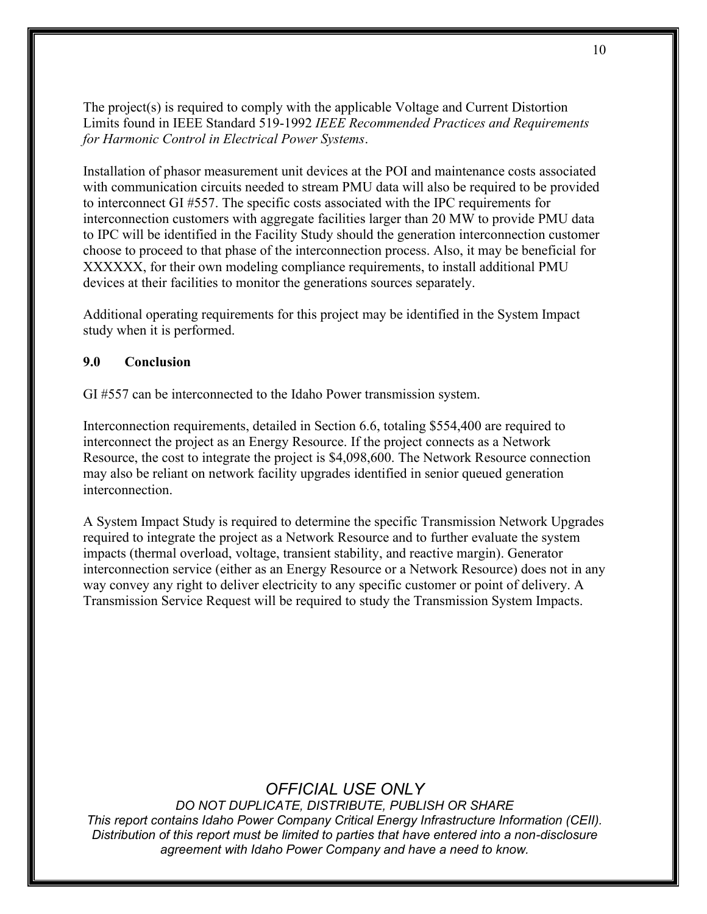The project(s) is required to comply with the applicable Voltage and Current Distortion Limits found in IEEE Standard 519-1992 *IEEE Recommended Practices and Requirements for Harmonic Control in Electrical Power Systems*.

Installation of phasor measurement unit devices at the POI and maintenance costs associated with communication circuits needed to stream PMU data will also be required to be provided to interconnect GI #557. The specific costs associated with the IPC requirements for interconnection customers with aggregate facilities larger than 20 MW to provide PMU data to IPC will be identified in the Facility Study should the generation interconnection customer choose to proceed to that phase of the interconnection process. Also, it may be beneficial for XXXXXX, for their own modeling compliance requirements, to install additional PMU devices at their facilities to monitor the generations sources separately.

Additional operating requirements for this project may be identified in the System Impact study when it is performed.

## 9.0 Conclusion

GI #557 can be interconnected to the Idaho Power transmission system.

Interconnection requirements, detailed in Section 6.6, totaling $554,400 are required to interconnect the project as an Energy Resource. If the project connects as a Network Resource, the cost to integrate the project is $4,098,600. The Network Resource connection may also be reliant on network facility upgrades identified in senior queued generation interconnection.

A System Impact Study is required to determine the specific Transmission Network Upgrades required to integrate the project as a Network Resource and to further evaluate the system impacts (thermal overload, voltage, transient stability, and reactive margin). Generator interconnection service (either as an Energy Resource or a Network Resource) does not in any way convey any right to deliver electricity to any specific customer or point of delivery. A Transmission Service Request will be required to study the Transmission System Impacts.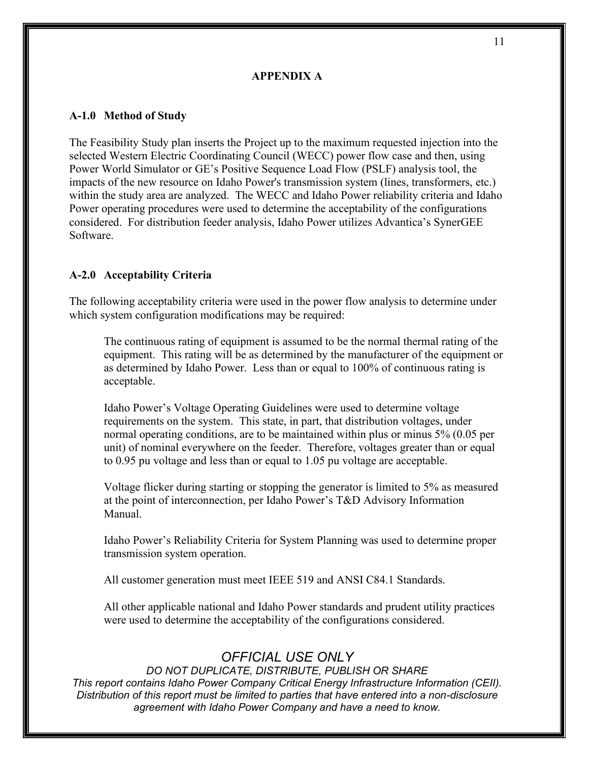# APPENDIX A

## A-1.0 Method of Study

The Feasibility Study plan inserts the Project up to the maximum requested injection into the selected Western Electric Coordinating Council (WECC) power flow case and then, using Power World Simulator or GE's Positive Sequence Load Flow (PSLF) analysis tool, the impacts of the new resource on Idaho Power's transmission system (lines, transformers, etc.) within the study area are analyzed. The WECC and Idaho Power reliability criteria and Idaho Power operating procedures were used to determine the acceptability of the configurations considered. For distribution feeder analysis, Idaho Power utilizes Advantica's SynerGEE Software.

## A-2.0 Acceptability Criteria

The following acceptability criteria were used in the power flow analysis to determine under which system configuration modifications may be required:

> The continuous rating of equipment is assumed to be the normal thermal rating of the equipment. This rating will be as determined by the manufacturer of the equipment or as determined by Idaho Power. Less than or equal to 100% of continuous rating is acceptable.
>
> Idaho Power's Voltage Operating Guidelines were used to determine voltage requirements on the system. This state, in part, that distribution voltages, under normal operating conditions, are to be maintained within plus or minus 5% (0.05 per unit) of nominal everywhere on the feeder. Therefore, voltages greater than or equal to 0.95 pu voltage and less than or equal to 1.05 pu voltage are acceptable.
>
> Voltage flicker during starting or stopping the generator is limited to 5% as measured at the point of interconnection, per Idaho Power's T&D Advisory Information Manual.
>
> Idaho Power's Reliability Criteria for System Planning was used to determine proper transmission system operation.
>
> All customer generation must meet IEEE 519 and ANSI C84.1 Standards.
>
> All other applicable national and Idaho Power standards and prudent utility practices were used to determine the acceptability of the configurations considered.

*OFFICIAL USE ONLY*

*DO NOT DUPLICATE, DISTRIBUTE, PUBLISH OR SHARE*

*This report contains Idaho Power Company Critical Energy Infrastructure Information (CEII). Distribution of this report must be limited to parties that have entered into a non-disclosure agreement with Idaho Power Company and have a need to know.*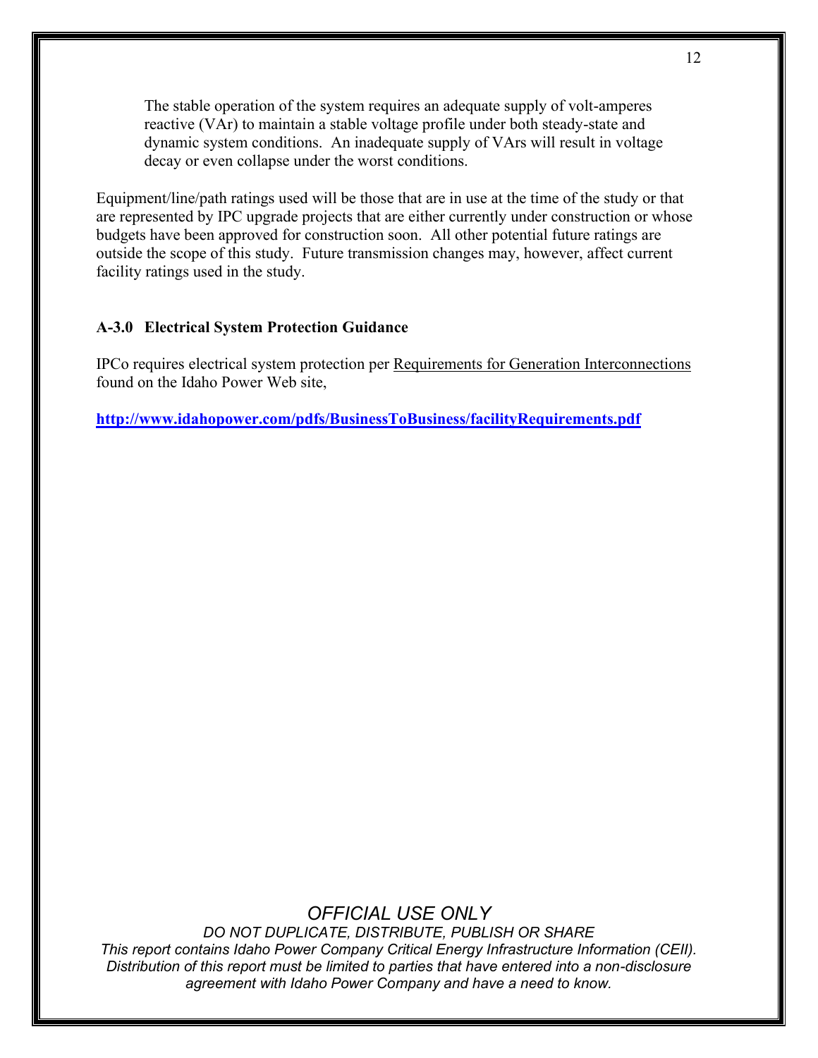The stable operation of the system requires an adequate supply of volt-amperes reactive (VAr) to maintain a stable voltage profile under both steady-state and dynamic system conditions. An inadequate supply of VArs will result in voltage decay or even collapse under the worst conditions.

Equipment/line/path ratings used will be those that are in use at the time of the study or that are represented by IPC upgrade projects that are either currently under construction or whose budgets have been approved for construction soon. All other potential future ratings are outside the scope of this study. Future transmission changes may, however, affect current facility ratings used in the study.

### A-3.0 Electrical System Protection Guidance

IPCo requires electrical system protection per Requirements for Generation Interconnections found on the Idaho Power Web site,

**http://www.idahopower.com/pdfs/BusinessToBusiness/facilityRequirements.pdf**

*OFFICIAL USE ONLY*

*DO NOT DUPLICATE, DISTRIBUTE, PUBLISH OR SHARE*

*This report contains Idaho Power Company Critical Energy Infrastructure Information (CEII). Distribution of this report must be limited to parties that have entered into a non-disclosure agreement with Idaho Power Company and have a need to know.*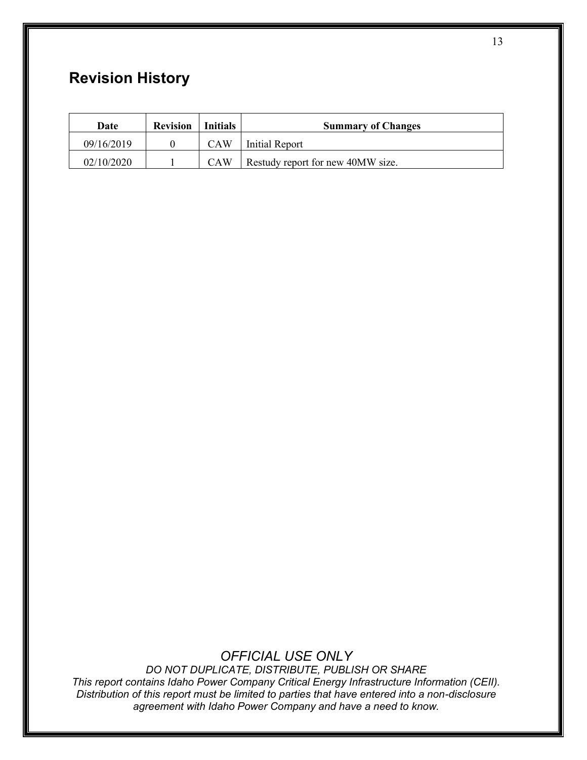## Revision History

| Date | Revision | Initials | Summary of Changes |
| --- | --- | --- | --- |
| 09/16/2019 | 0 | CAW | Initial Report |
| 02/10/2020 | 1 | CAW | Restudy report for new 40MW size. |

*OFFICIAL USE ONLY*

*DO NOT DUPLICATE, DISTRIBUTE, PUBLISH OR SHARE*

*This report contains Idaho Power Company Critical Energy Infrastructure Information (CEII). Distribution of this report must be limited to parties that have entered into a non-disclosure agreement with Idaho Power Company and have a need to know.*